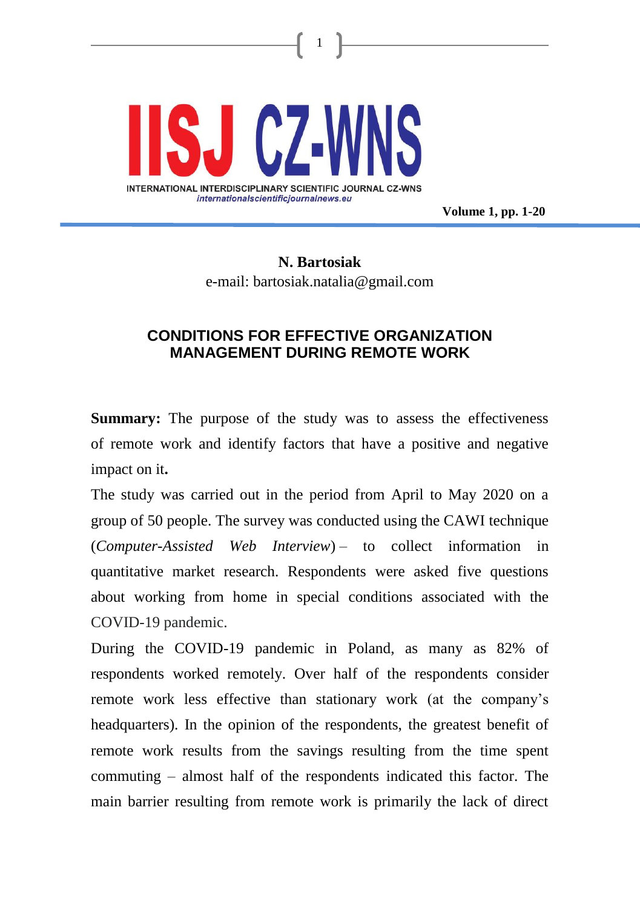**N. Bartosiak**
e-mail: bartosiak.natalia@gmail.com

# CONDITIONS FOR EFFECTIVE ORGANIZATION MANAGEMENT DURING REMOTE WORK

**Summary:** The purpose of the study was to assess the effectiveness of remote work and identify factors that have a positive and negative impact on it**.**

The study was carried out in the period from April to May 2020 on a group of 50 people. The survey was conducted using the CAWI technique (*Computer-Assisted Web Interview*) – to collect information in quantitative market research. Respondents were asked five questions about working from home in special conditions associated with the COVID-19 pandemic.

During the COVID-19 pandemic in Poland, as many as 82% of respondents worked remotely. Over half of the respondents consider remote work less effective than stationary work (at the company's headquarters). In the opinion of the respondents, the greatest benefit of remote work results from the savings resulting from the time spent commuting – almost half of the respondents indicated this factor. The main barrier resulting from remote work is primarily the lack of direct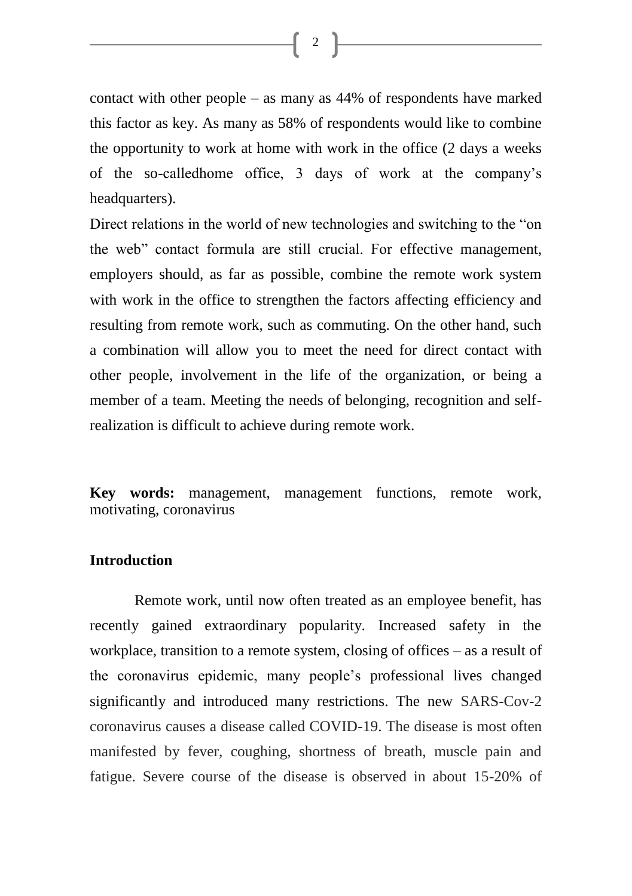contact with other people – as many as 44% of respondents have marked this factor as key. As many as 58% of respondents would like to combine the opportunity to work at home with work in the office (2 days a weeks of the so-calledhome office, 3 days of work at the company's headquarters).

Direct relations in the world of new technologies and switching to the "on the web" contact formula are still crucial. For effective management, employers should, as far as possible, combine the remote work system with work in the office to strengthen the factors affecting efficiency and resulting from remote work, such as commuting. On the other hand, such a combination will allow you to meet the need for direct contact with other people, involvement in the life of the organization, or being a member of a team. Meeting the needs of belonging, recognition and self-realization is difficult to achieve during remote work.

**Key words:** management, management functions, remote work, motivating, coronavirus

## Introduction

Remote work, until now often treated as an employee benefit, has recently gained extraordinary popularity. Increased safety in the workplace, transition to a remote system, closing of offices – as a result of the coronavirus epidemic, many people's professional lives changed significantly and introduced many restrictions. The new SARS-Cov-2 coronavirus causes a disease called COVID-19. The disease is most often manifested by fever, coughing, shortness of breath, muscle pain and fatigue. Severe course of the disease is observed in about 15-20% of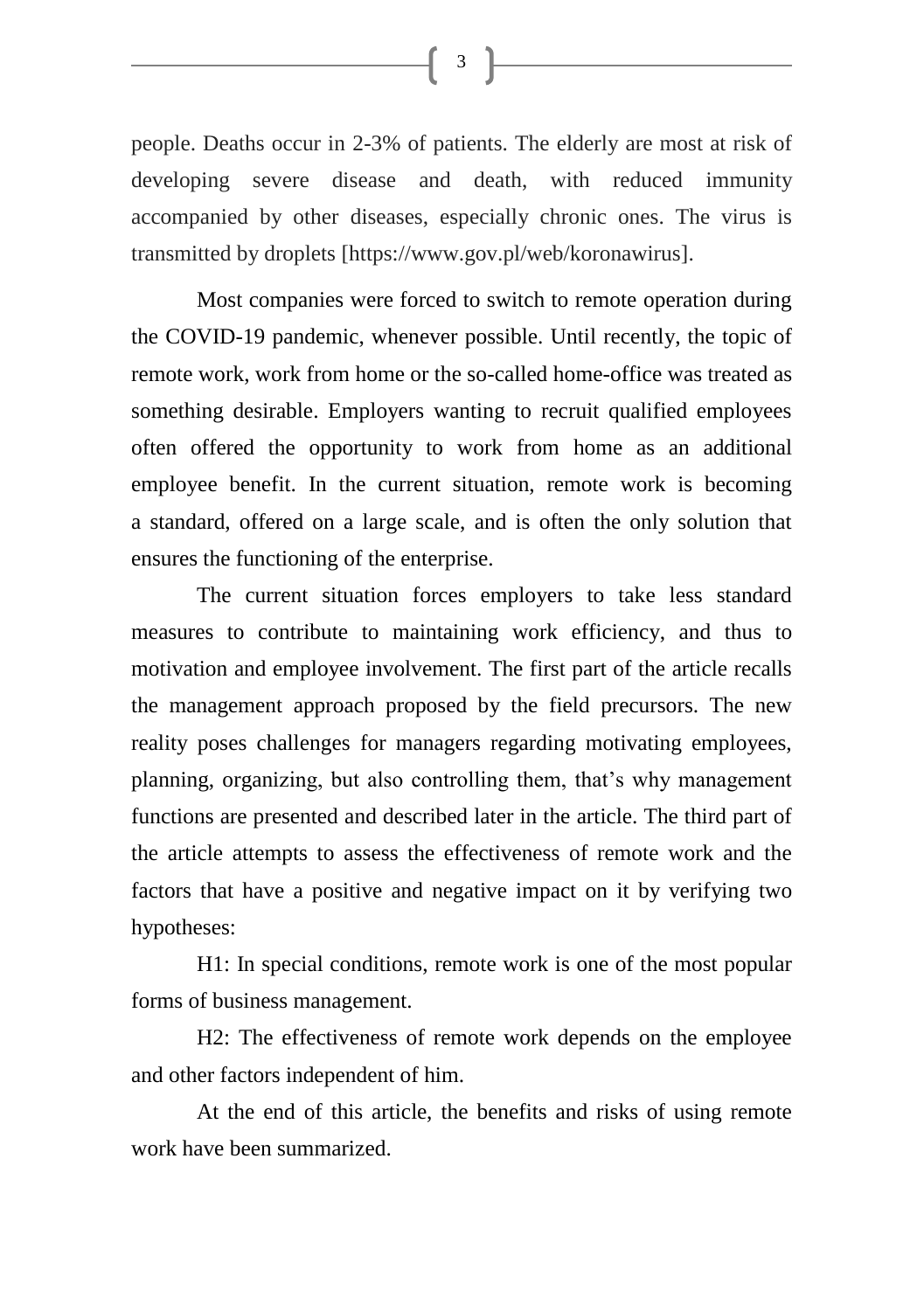people. Deaths occur in 2-3% of patients. The elderly are most at risk of developing severe disease and death, with reduced immunity accompanied by other diseases, especially chronic ones. The virus is transmitted by droplets [https://www.gov.pl/web/koronawirus].

Most companies were forced to switch to remote operation during the COVID-19 pandemic, whenever possible. Until recently, the topic of remote work, work from home or the so-called home-office was treated as something desirable. Employers wanting to recruit qualified employees often offered the opportunity to work from home as an additional employee benefit. In the current situation, remote work is becoming a standard, offered on a large scale, and is often the only solution that ensures the functioning of the enterprise.

The current situation forces employers to take less standard measures to contribute to maintaining work efficiency, and thus to motivation and employee involvement. The first part of the article recalls the management approach proposed by the field precursors. The new reality poses challenges for managers regarding motivating employees, planning, organizing, but also controlling them, that's why management functions are presented and described later in the article. The third part of the article attempts to assess the effectiveness of remote work and the factors that have a positive and negative impact on it by verifying two hypotheses:

H1: In special conditions, remote work is one of the most popular forms of business management.

H2: The effectiveness of remote work depends on the employee and other factors independent of him.

At the end of this article, the benefits and risks of using remote work have been summarized.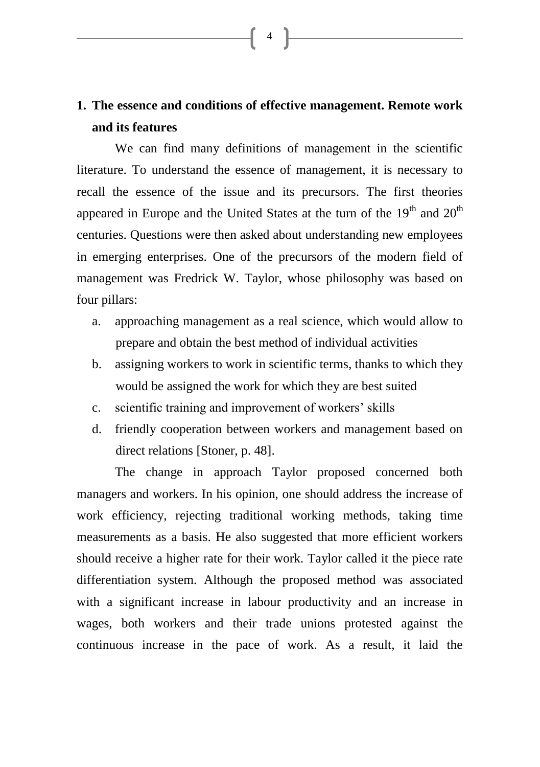## 1. The essence and conditions of effective management. Remote work and its features

We can find many definitions of management in the scientific literature. To understand the essence of management, it is necessary to recall the essence of the issue and its precursors. The first theories appeared in Europe and the United States at the turn of the 19th and 20th centuries. Questions were then asked about understanding new employees in emerging enterprises. One of the precursors of the modern field of management was Fredrick W. Taylor, whose philosophy was based on four pillars:

a. approaching management as a real science, which would allow to prepare and obtain the best method of individual activities
b. assigning workers to work in scientific terms, thanks to which they would be assigned the work for which they are best suited
c. scientific training and improvement of workers' skills
d. friendly cooperation between workers and management based on direct relations [Stoner, p. 48].

The change in approach Taylor proposed concerned both managers and workers. In his opinion, one should address the increase of work efficiency, rejecting traditional working methods, taking time measurements as a basis. He also suggested that more efficient workers should receive a higher rate for their work. Taylor called it the piece rate differentiation system. Although the proposed method was associated with a significant increase in labour productivity and an increase in wages, both workers and their trade unions protested against the continuous increase in the pace of work. As a result, it laid the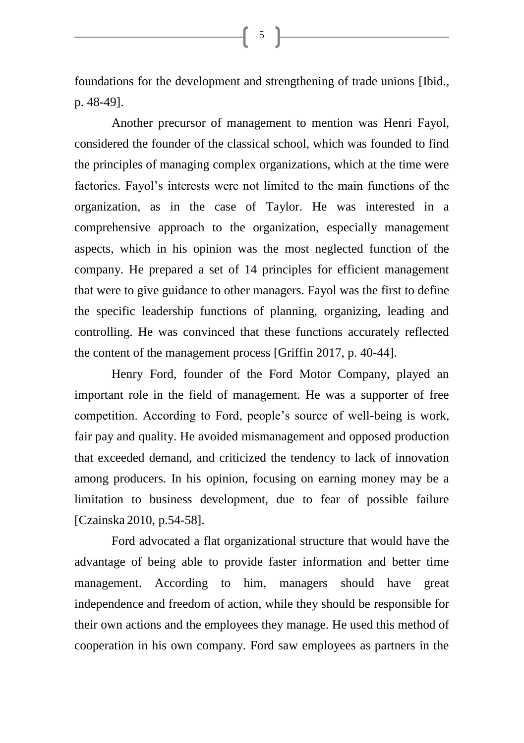foundations for the development and strengthening of trade unions [Ibid., p. 48-49].

Another precursor of management to mention was Henri Fayol, considered the founder of the classical school, which was founded to find the principles of managing complex organizations, which at the time were factories. Fayol's interests were not limited to the main functions of the organization, as in the case of Taylor. He was interested in a comprehensive approach to the organization, especially management aspects, which in his opinion was the most neglected function of the company. He prepared a set of 14 principles for efficient management that were to give guidance to other managers. Fayol was the first to define the specific leadership functions of planning, organizing, leading and controlling. He was convinced that these functions accurately reflected the content of the management process [Griffin 2017, p. 40-44].

Henry Ford, founder of the Ford Motor Company, played an important role in the field of management. He was a supporter of free competition. According to Ford, people's source of well-being is work, fair pay and quality. He avoided mismanagement and opposed production that exceeded demand, and criticized the tendency to lack of innovation among producers. In his opinion, focusing on earning money may be a limitation to business development, due to fear of possible failure [Czainska 2010, p.54-58].

Ford advocated a flat organizational structure that would have the advantage of being able to provide faster information and better time management. According to him, managers should have great independence and freedom of action, while they should be responsible for their own actions and the employees they manage. He used this method of cooperation in his own company. Ford saw employees as partners in the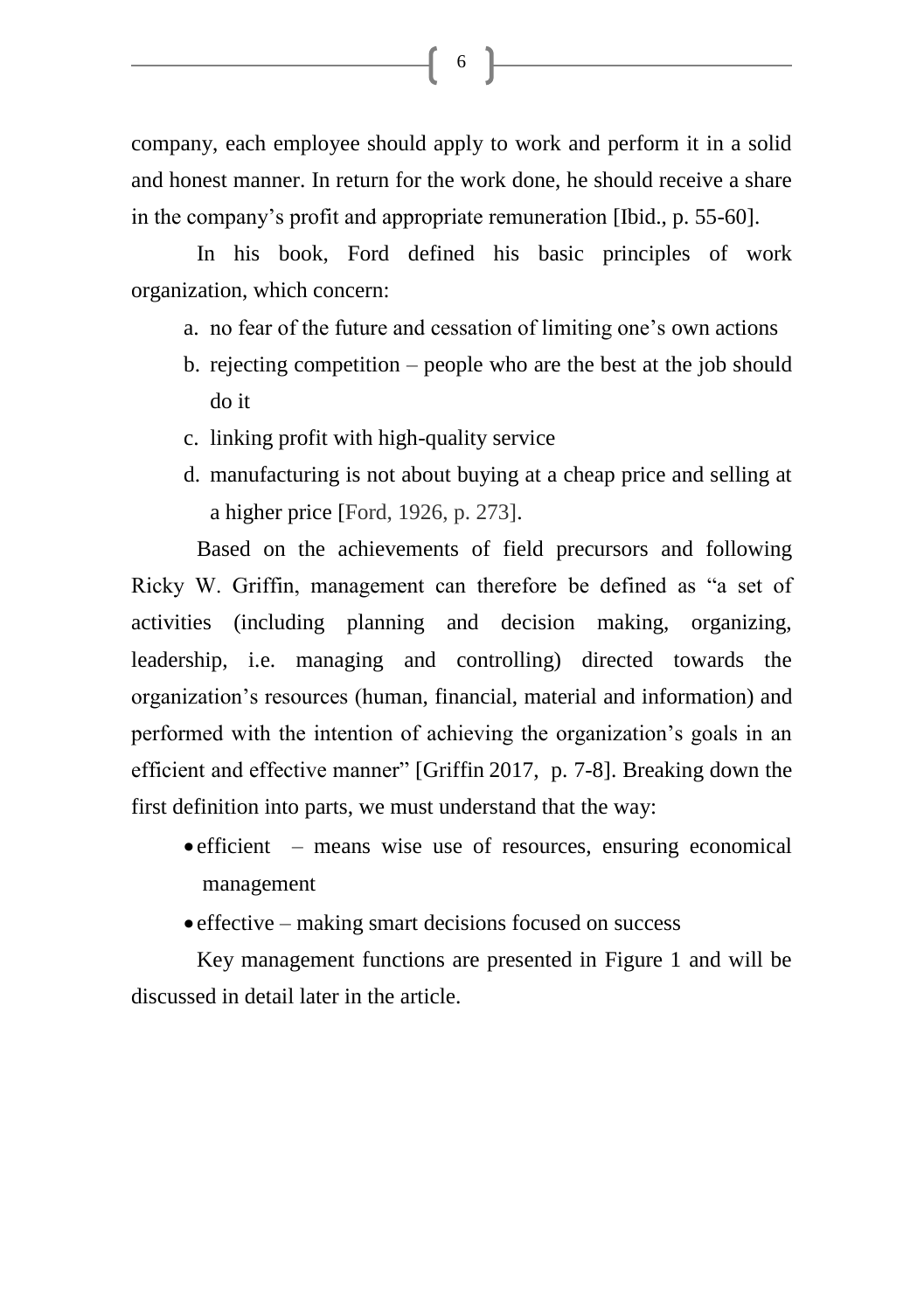company, each employee should apply to work and perform it in a solid and honest manner. In return for the work done, he should receive a share in the company's profit and appropriate remuneration [Ibid., p. 55-60].

In his book, Ford defined his basic principles of work organization, which concern:

a. no fear of the future and cessation of limiting one's own actions
b. rejecting competition – people who are the best at the job should do it
c. linking profit with high-quality service
d. manufacturing is not about buying at a cheap price and selling at a higher price [Ford, 1926, p. 273].

Based on the achievements of field precursors and following Ricky W. Griffin, management can therefore be defined as "a set of activities (including planning and decision making, organizing, leadership, i.e. managing and controlling) directed towards the organization's resources (human, financial, material and information) and performed with the intention of achieving the organization's goals in an efficient and effective manner" [Griffin 2017, p. 7-8]. Breaking down the first definition into parts, we must understand that the way:

- efficient – means wise use of resources, ensuring economical management
- effective – making smart decisions focused on success

Key management functions are presented in Figure 1 and will be discussed in detail later in the article.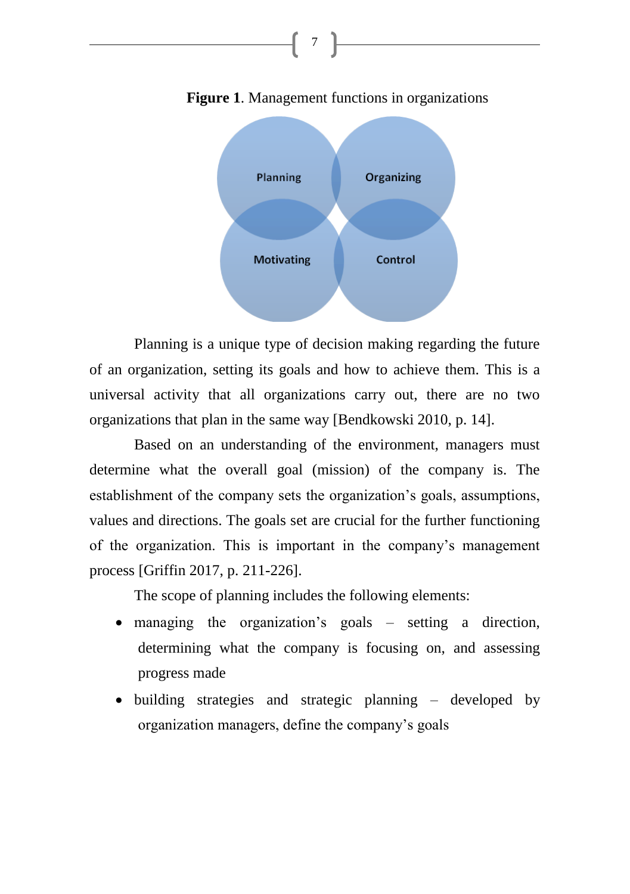**Figure 1**. Management functions in organizations

Planning is a unique type of decision making regarding the future of an organization, setting its goals and how to achieve them. This is a universal activity that all organizations carry out, there are no two organizations that plan in the same way [Bendkowski 2010, p. 14].

Based on an understanding of the environment, managers must determine what the overall goal (mission) of the company is. The establishment of the company sets the organization's goals, assumptions, values and directions. The goals set are crucial for the further functioning of the organization. This is important in the company's management process [Griffin 2017, p. 211-226].

The scope of planning includes the following elements:

- managing the organization's goals – setting a direction, determining what the company is focusing on, and assessing progress made
- building strategies and strategic planning – developed by organization managers, define the company's goals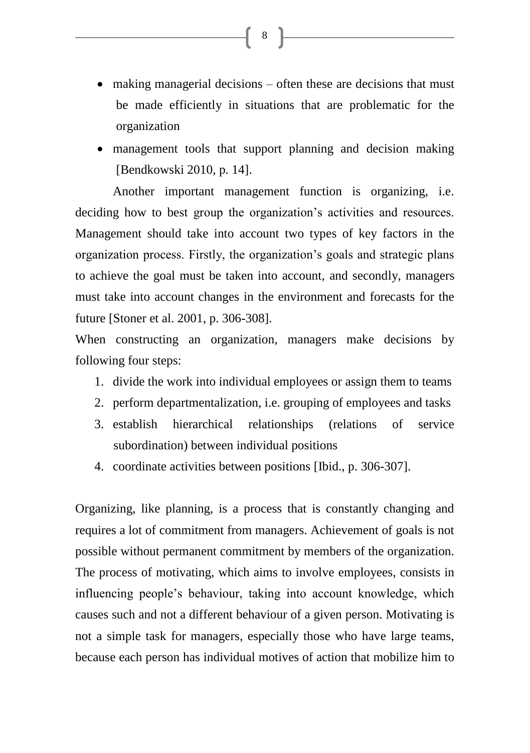- making managerial decisions – often these are decisions that must be made efficiently in situations that are problematic for the organization
- management tools that support planning and decision making [Bendkowski 2010, p. 14].

Another important management function is organizing, i.e. deciding how to best group the organization's activities and resources. Management should take into account two types of key factors in the organization process. Firstly, the organization's goals and strategic plans to achieve the goal must be taken into account, and secondly, managers must take into account changes in the environment and forecasts for the future [Stoner et al. 2001, p. 306-308].

When constructing an organization, managers make decisions by following four steps:

1. divide the work into individual employees or assign them to teams
2. perform departmentalization, i.e. grouping of employees and tasks
3. establish hierarchical relationships (relations of service subordination) between individual positions
4. coordinate activities between positions [Ibid., p. 306-307].

Organizing, like planning, is a process that is constantly changing and requires a lot of commitment from managers. Achievement of goals is not possible without permanent commitment by members of the organization. The process of motivating, which aims to involve employees, consists in influencing people's behaviour, taking into account knowledge, which causes such and not a different behaviour of a given person. Motivating is not a simple task for managers, especially those who have large teams, because each person has individual motives of action that mobilize him to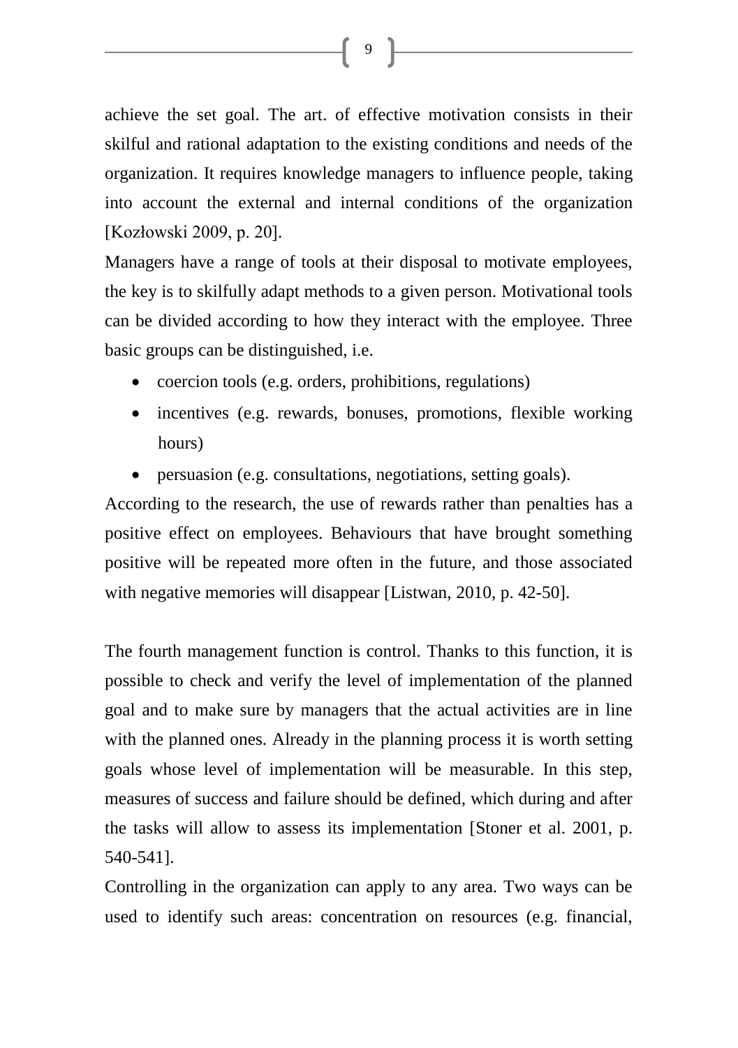achieve the set goal. The art. of effective motivation consists in their skilful and rational adaptation to the existing conditions and needs of the organization. It requires knowledge managers to influence people, taking into account the external and internal conditions of the organization [Kozłowski 2009, p. 20].

Managers have a range of tools at their disposal to motivate employees, the key is to skilfully adapt methods to a given person. Motivational tools can be divided according to how they interact with the employee. Three basic groups can be distinguished, i.e.

- coercion tools (e.g. orders, prohibitions, regulations)
- incentives (e.g. rewards, bonuses, promotions, flexible working hours)
- persuasion (e.g. consultations, negotiations, setting goals).

According to the research, the use of rewards rather than penalties has a positive effect on employees. Behaviours that have brought something positive will be repeated more often in the future, and those associated with negative memories will disappear [Listwan, 2010, p. 42-50].

The fourth management function is control. Thanks to this function, it is possible to check and verify the level of implementation of the planned goal and to make sure by managers that the actual activities are in line with the planned ones. Already in the planning process it is worth setting goals whose level of implementation will be measurable. In this step, measures of success and failure should be defined, which during and after the tasks will allow to assess its implementation [Stoner et al. 2001, p. 540-541].

Controlling in the organization can apply to any area. Two ways can be used to identify such areas: concentration on resources (e.g. financial,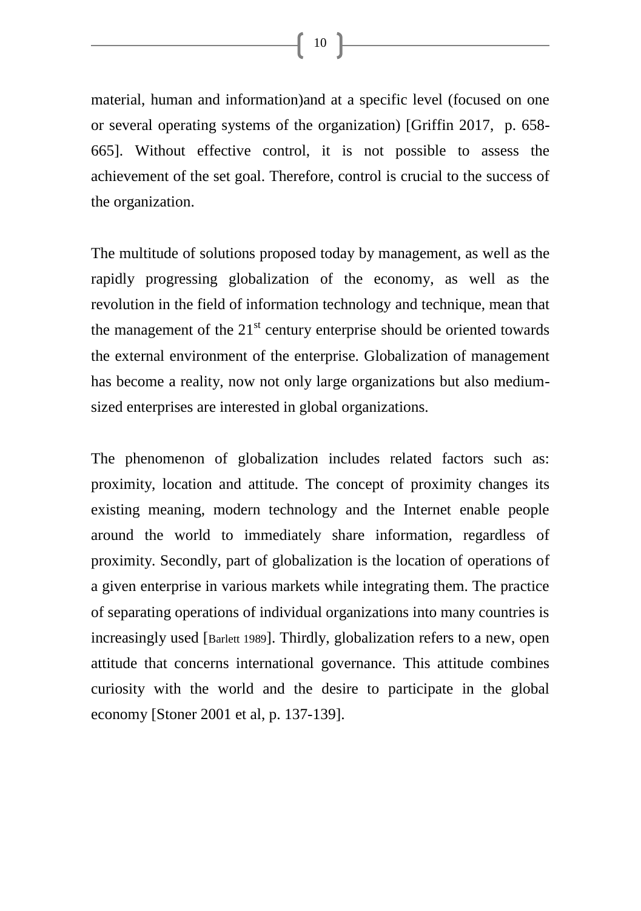material, human and information)and at a specific level (focused on one or several operating systems of the organization) [Griffin 2017, p. 658-665]. Without effective control, it is not possible to assess the achievement of the set goal. Therefore, control is crucial to the success of the organization.

The multitude of solutions proposed today by management, as well as the rapidly progressing globalization of the economy, as well as the revolution in the field of information technology and technique, mean that the management of the $21^{st}$ century enterprise should be oriented towards the external environment of the enterprise. Globalization of management has become a reality, now not only large organizations but also medium-sized enterprises are interested in global organizations.

The phenomenon of globalization includes related factors such as: proximity, location and attitude. The concept of proximity changes its existing meaning, modern technology and the Internet enable people around the world to immediately share information, regardless of proximity. Secondly, part of globalization is the location of operations of a given enterprise in various markets while integrating them. The practice of separating operations of individual organizations into many countries is increasingly used [Barlett 1989]. Thirdly, globalization refers to a new, open attitude that concerns international governance. This attitude combines curiosity with the world and the desire to participate in the global economy [Stoner 2001 et al, p. 137-139].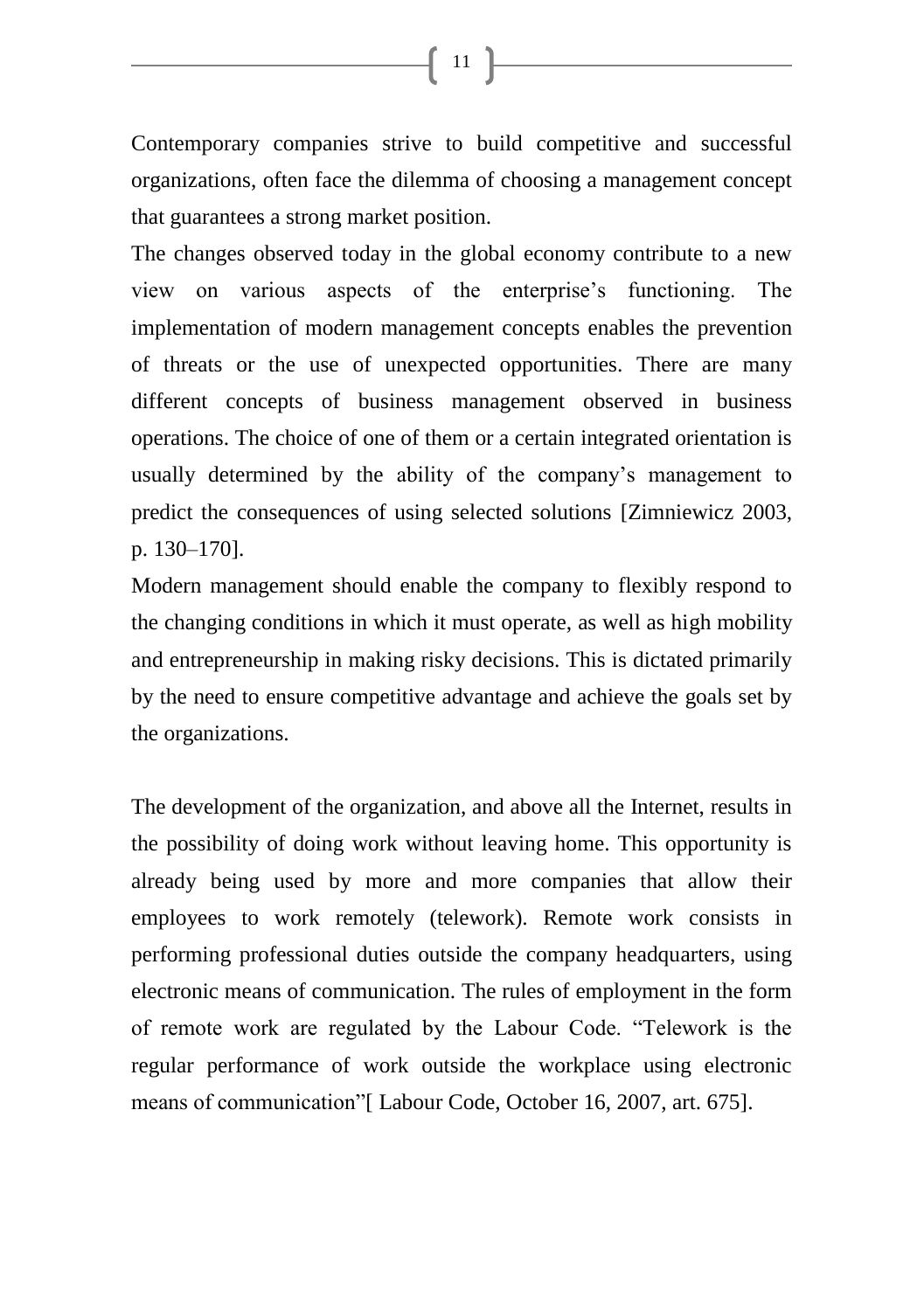Contemporary companies strive to build competitive and successful organizations, often face the dilemma of choosing a management concept that guarantees a strong market position.

The changes observed today in the global economy contribute to a new view on various aspects of the enterprise's functioning. The implementation of modern management concepts enables the prevention of threats or the use of unexpected opportunities. There are many different concepts of business management observed in business operations. The choice of one of them or a certain integrated orientation is usually determined by the ability of the company's management to predict the consequences of using selected solutions [Zimniewicz 2003, p. 130–170].

Modern management should enable the company to flexibly respond to the changing conditions in which it must operate, as well as high mobility and entrepreneurship in making risky decisions. This is dictated primarily by the need to ensure competitive advantage and achieve the goals set by the organizations.

The development of the organization, and above all the Internet, results in the possibility of doing work without leaving home. This opportunity is already being used by more and more companies that allow their employees to work remotely (telework). Remote work consists in performing professional duties outside the company headquarters, using electronic means of communication. The rules of employment in the form of remote work are regulated by the Labour Code. "Telework is the regular performance of work outside the workplace using electronic means of communication"[ Labour Code, October 16, 2007, art. 675].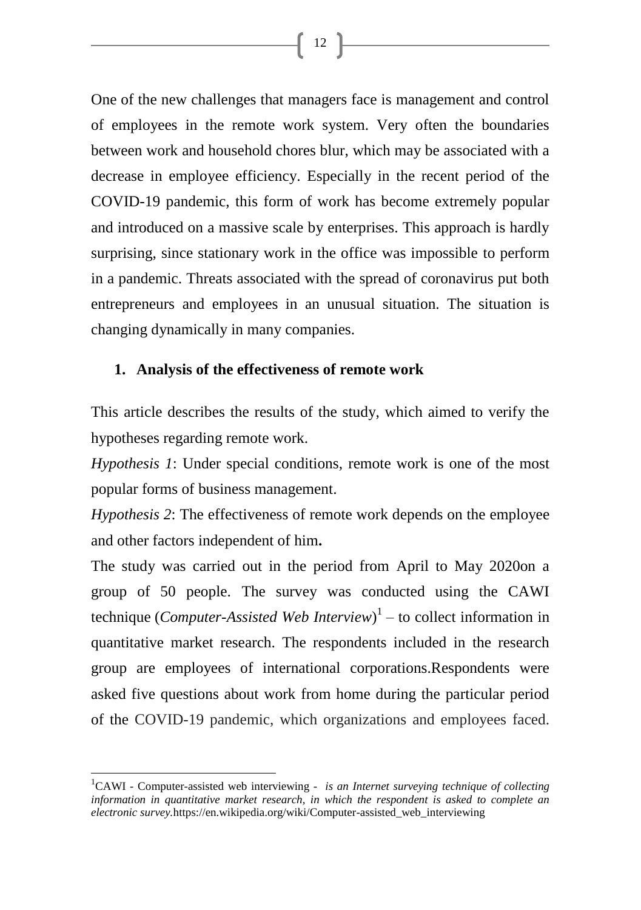One of the new challenges that managers face is management and control of employees in the remote work system. Very often the boundaries between work and household chores blur, which may be associated with a decrease in employee efficiency. Especially in the recent period of the COVID-19 pandemic, this form of work has become extremely popular and introduced on a massive scale by enterprises. This approach is hardly surprising, since stationary work in the office was impossible to perform in a pandemic. Threats associated with the spread of coronavirus put both entrepreneurs and employees in an unusual situation. The situation is changing dynamically in many companies.

## 1. Analysis of the effectiveness of remote work

This article describes the results of the study, which aimed to verify the hypotheses regarding remote work.

*Hypothesis 1*: Under special conditions, remote work is one of the most popular forms of business management.

*Hypothesis 2*: The effectiveness of remote work depends on the employee and other factors independent of him**.**

The study was carried out in the period from April to May 2020on a group of 50 people. The survey was conducted using the CAWI technique (*Computer-Assisted Web Interview*)[1] – to collect information in quantitative market research. The respondents included in the research group are employees of international corporations.Respondents were asked five questions about work from home during the particular period of the COVID-19 pandemic, which organizations and employees faced.

---

[1]CAWI - Computer-assisted web interviewing - *is an Internet surveying technique of collecting information in quantitative market research, in which the respondent is asked to complete an electronic survey.*https://en.wikipedia.org/wiki/Computer-assisted_web_interviewing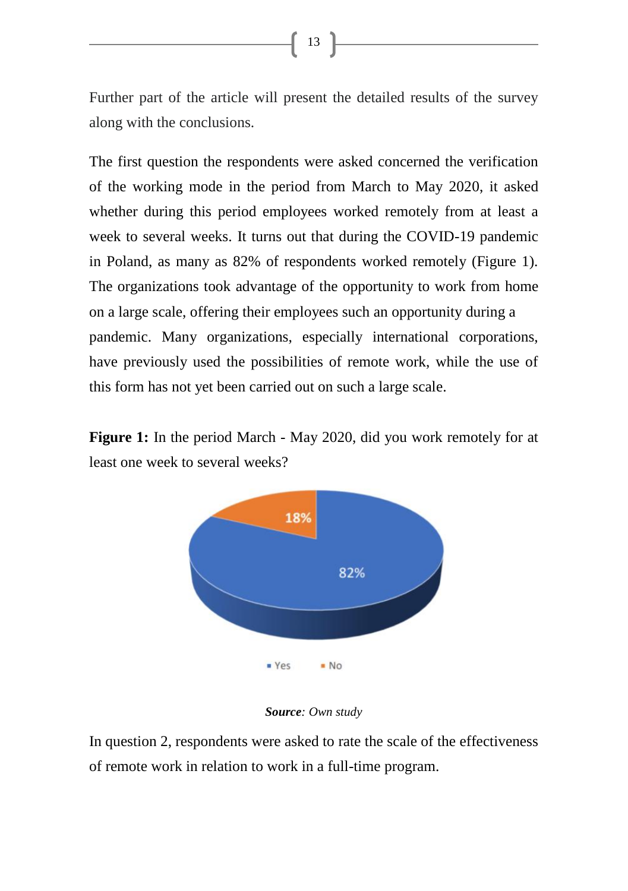Further part of the article will present the detailed results of the survey along with the conclusions.

The first question the respondents were asked concerned the verification of the working mode in the period from March to May 2020, it asked whether during this period employees worked remotely from at least a week to several weeks. It turns out that during the COVID-19 pandemic in Poland, as many as 82% of respondents worked remotely (Figure 1). The organizations took advantage of the opportunity to work from home on a large scale, offering their employees such an opportunity during a pandemic. Many organizations, especially international corporations, have previously used the possibilities of remote work, while the use of this form has not yet been carried out on such a large scale.

**Figure 1:** In the period March - May 2020, did you work remotely for at least one week to several weeks?

18%

82%

Yes No

***Source****: Own study*

In question 2, respondents were asked to rate the scale of the effectiveness of remote work in relation to work in a full-time program.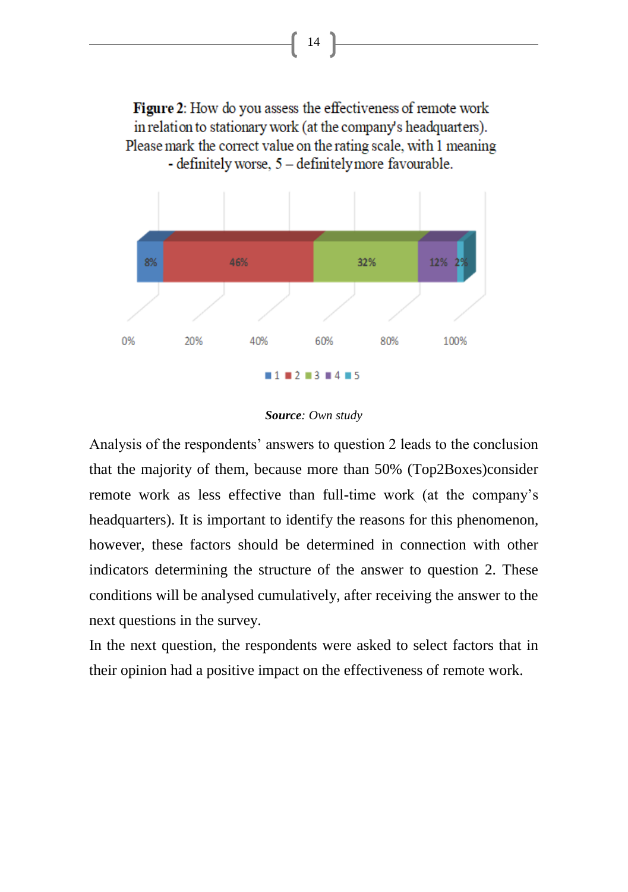**Figure 2**: How do you assess the effectiveness of remote work in relation to stationary work (at the company's headquarters). Please mark the correct value on the rating scale, with 1 meaning - definitely worse, 5 – definitely more favourable.

*Source*: *Own study*

Analysis of the respondents' answers to question 2 leads to the conclusion that the majority of them, because more than 50% (Top2Boxes)consider remote work as less effective than full-time work (at the company's headquarters). It is important to identify the reasons for this phenomenon, however, these factors should be determined in connection with other indicators determining the structure of the answer to question 2. These conditions will be analysed cumulatively, after receiving the answer to the next questions in the survey.

In the next question, the respondents were asked to select factors that in their opinion had a positive impact on the effectiveness of remote work.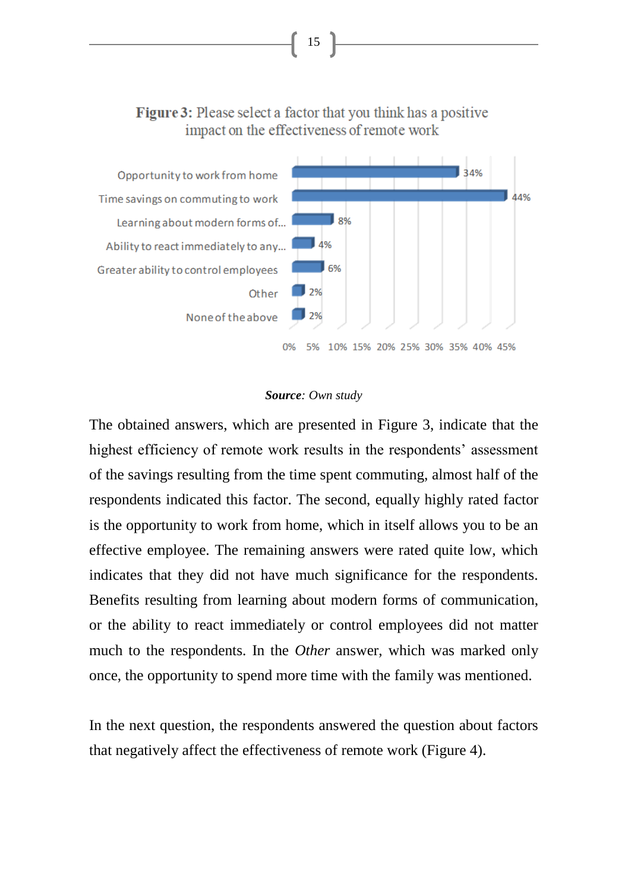**Figure 3:** Please select a factor that you think has a positive impact on the effectiveness of remote work

| Factor | Share |
|---|---|
| Opportunity to work from home | 34% |
| Time savings on commuting to work | 44% |
| Learning about modern forms of... | 8% |
| Ability to react immediately to any... | 4% |
| Greater ability to control employees | 6% |
| Other | 2% |
| None of the above | 2% |

***Source**: Own study*

The obtained answers, which are presented in Figure 3, indicate that the highest efficiency of remote work results in the respondents' assessment of the savings resulting from the time spent commuting, almost half of the respondents indicated this factor. The second, equally highly rated factor is the opportunity to work from home, which in itself allows you to be an effective employee. The remaining answers were rated quite low, which indicates that they did not have much significance for the respondents. Benefits resulting from learning about modern forms of communication, or the ability to react immediately or control employees did not matter much to the respondents. In the *Other* answer, which was marked only once, the opportunity to spend more time with the family was mentioned.

In the next question, the respondents answered the question about factors that negatively affect the effectiveness of remote work (Figure 4).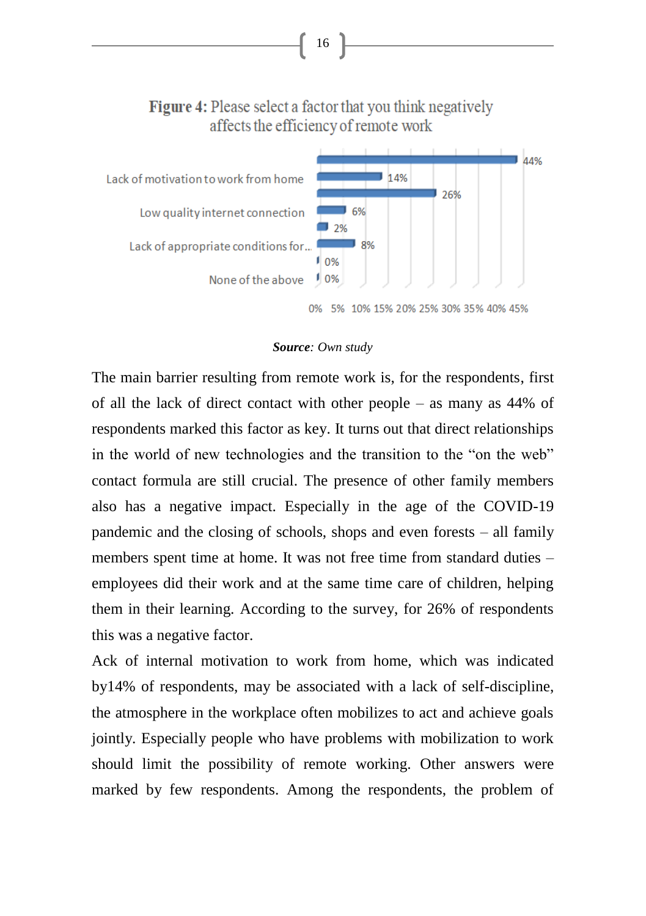**Figure 4:** Please select a factor that you think negatively affects the efficiency of remote work

| Factor | % |
|---|---|
| | 44% |
| Lack of motivation to work from home | 14% |
| | 26% |
| Low quality internet connection | 6% |
| | 2% |
| Lack of appropriate conditions for... | 8% |
| | 0% |
| None of the above | 0% |

***Source**: Own study*

The main barrier resulting from remote work is, for the respondents, first of all the lack of direct contact with other people – as many as 44% of respondents marked this factor as key. It turns out that direct relationships in the world of new technologies and the transition to the "on the web" contact formula are still crucial. The presence of other family members also has a negative impact. Especially in the age of the COVID-19 pandemic and the closing of schools, shops and even forests – all family members spent time at home. It was not free time from standard duties – employees did their work and at the same time care of children, helping them in their learning. According to the survey, for 26% of respondents this was a negative factor.

Ack of internal motivation to work from home, which was indicated by14% of respondents, may be associated with a lack of self-discipline, the atmosphere in the workplace often mobilizes to act and achieve goals jointly. Especially people who have problems with mobilization to work should limit the possibility of remote working. Other answers were marked by few respondents. Among the respondents, the problem of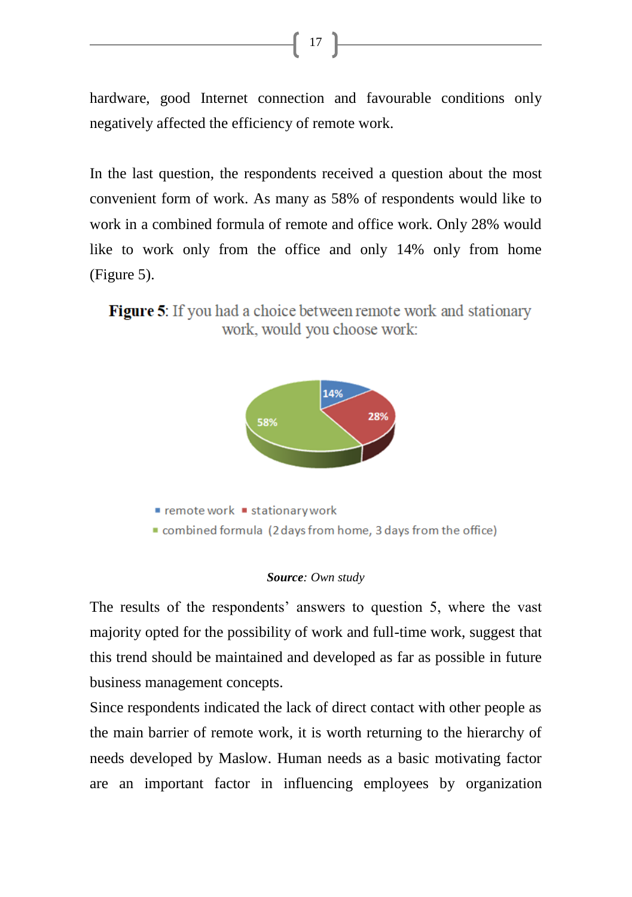hardware, good Internet connection and favourable conditions only negatively affected the efficiency of remote work.

In the last question, the respondents received a question about the most convenient form of work. As many as 58% of respondents would like to work in a combined formula of remote and office work. Only 28% would like to work only from the office and only 14% only from home (Figure 5).

**Figure 5**: If you had a choice between remote work and stationary work, would you choose work:

14%
28%
58%

remote work ■ stationary work
■ combined formula (2 days from home, 3 days from the office)

***Source***: *Own study*

The results of the respondents' answers to question 5, where the vast majority opted for the possibility of work and full-time work, suggest that this trend should be maintained and developed as far as possible in future business management concepts.

Since respondents indicated the lack of direct contact with other people as the main barrier of remote work, it is worth returning to the hierarchy of needs developed by Maslow. Human needs as a basic motivating factor are an important factor in influencing employees by organization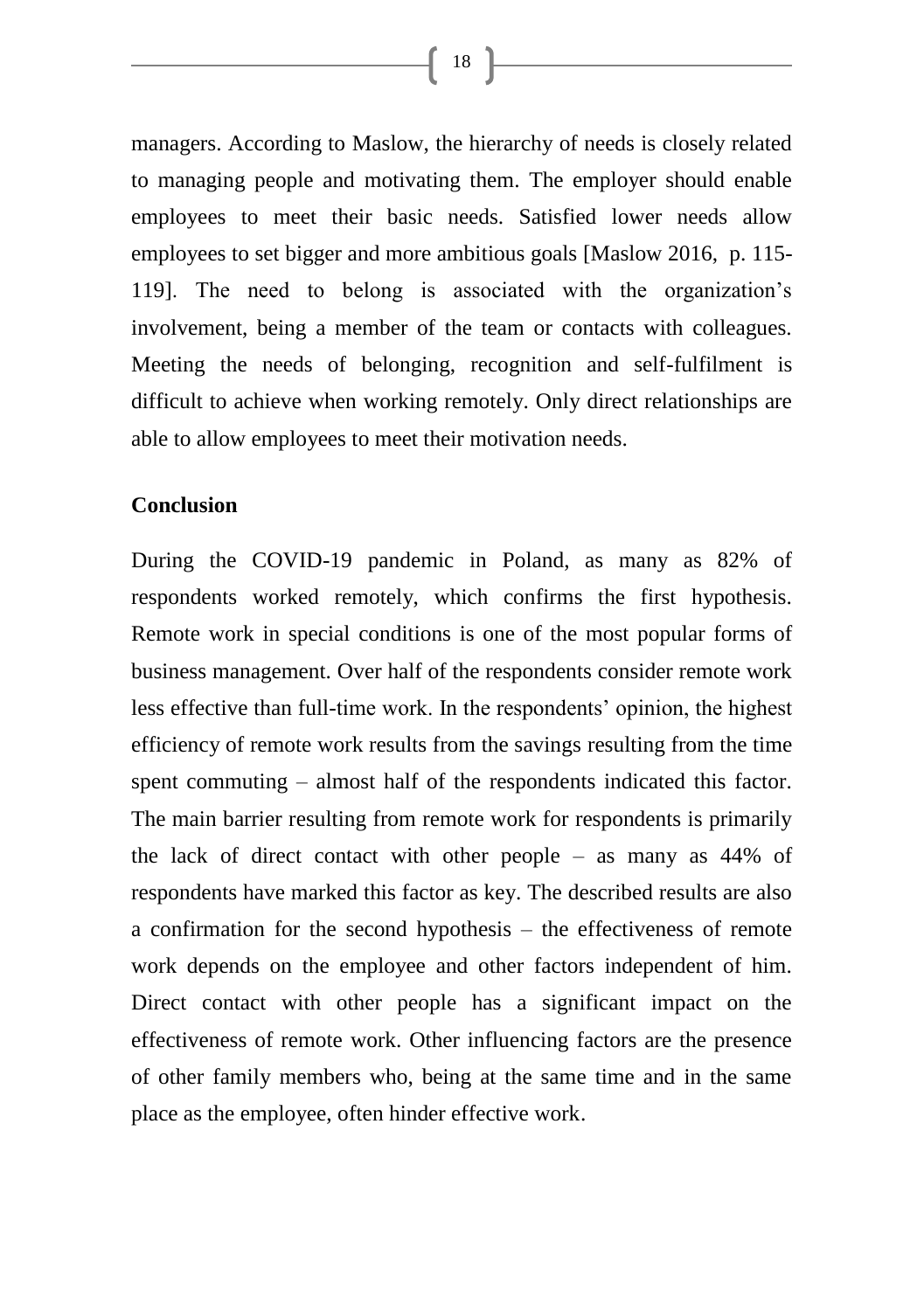managers. According to Maslow, the hierarchy of needs is closely related to managing people and motivating them. The employer should enable employees to meet their basic needs. Satisfied lower needs allow employees to set bigger and more ambitious goals [Maslow 2016, p. 115-119]. The need to belong is associated with the organization's involvement, being a member of the team or contacts with colleagues. Meeting the needs of belonging, recognition and self-fulfilment is difficult to achieve when working remotely. Only direct relationships are able to allow employees to meet their motivation needs.

## Conclusion

During the COVID-19 pandemic in Poland, as many as 82% of respondents worked remotely, which confirms the first hypothesis. Remote work in special conditions is one of the most popular forms of business management. Over half of the respondents consider remote work less effective than full-time work. In the respondents' opinion, the highest efficiency of remote work results from the savings resulting from the time spent commuting – almost half of the respondents indicated this factor. The main barrier resulting from remote work for respondents is primarily the lack of direct contact with other people – as many as 44% of respondents have marked this factor as key. The described results are also a confirmation for the second hypothesis – the effectiveness of remote work depends on the employee and other factors independent of him. Direct contact with other people has a significant impact on the effectiveness of remote work. Other influencing factors are the presence of other family members who, being at the same time and in the same place as the employee, often hinder effective work.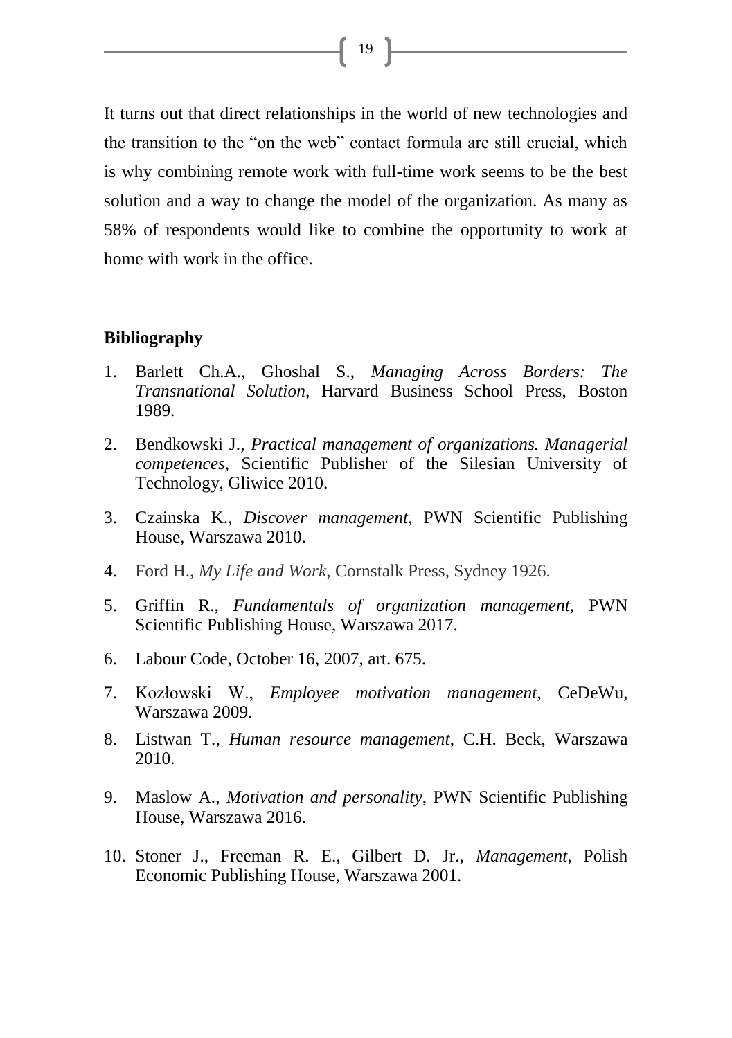It turns out that direct relationships in the world of new technologies and the transition to the "on the web" contact formula are still crucial, which is why combining remote work with full-time work seems to be the best solution and a way to change the model of the organization. As many as 58% of respondents would like to combine the opportunity to work at home with work in the office.

**Bibliography**

1. Barlett Ch.A., Ghoshal S., *Managing Across Borders: The Transnational Solution*, Harvard Business School Press, Boston 1989.
2. Bendkowski J., *Practical management of organizations. Managerial competences*, Scientific Publisher of the Silesian University of Technology, Gliwice 2010.
3. Czainska K., *Discover management*, PWN Scientific Publishing House, Warszawa 2010.
4. Ford H., *My Life and Work*, Cornstalk Press, Sydney 1926.
5. Griffin R., *Fundamentals of organization management*, PWN Scientific Publishing House, Warszawa 2017.
6. Labour Code, October 16, 2007, art. 675.
7. Kozłowski W., *Employee motivation management*, CeDeWu, Warszawa 2009.
8. Listwan T., *Human resource management*, C.H. Beck, Warszawa 2010.
9. Maslow A., *Motivation and personality*, PWN Scientific Publishing House, Warszawa 2016.
10. Stoner J., Freeman R. E., Gilbert D. Jr., *Management*, Polish Economic Publishing House, Warszawa 2001.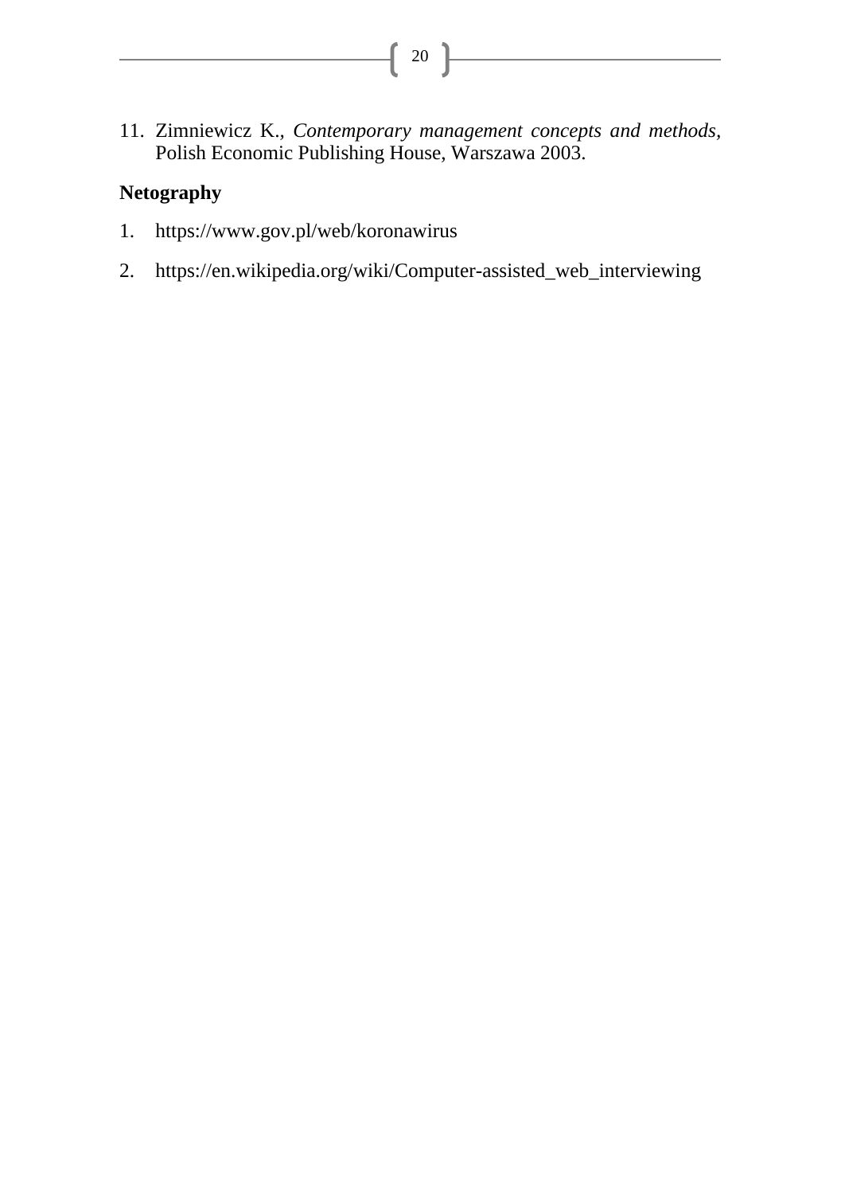11. Zimniewicz K., *Contemporary management concepts and methods*, Polish Economic Publishing House, Warszawa 2003.

**Netography**

1. https://www.gov.pl/web/koronawirus
2. https://en.wikipedia.org/wiki/Computer-assisted_web_interviewing